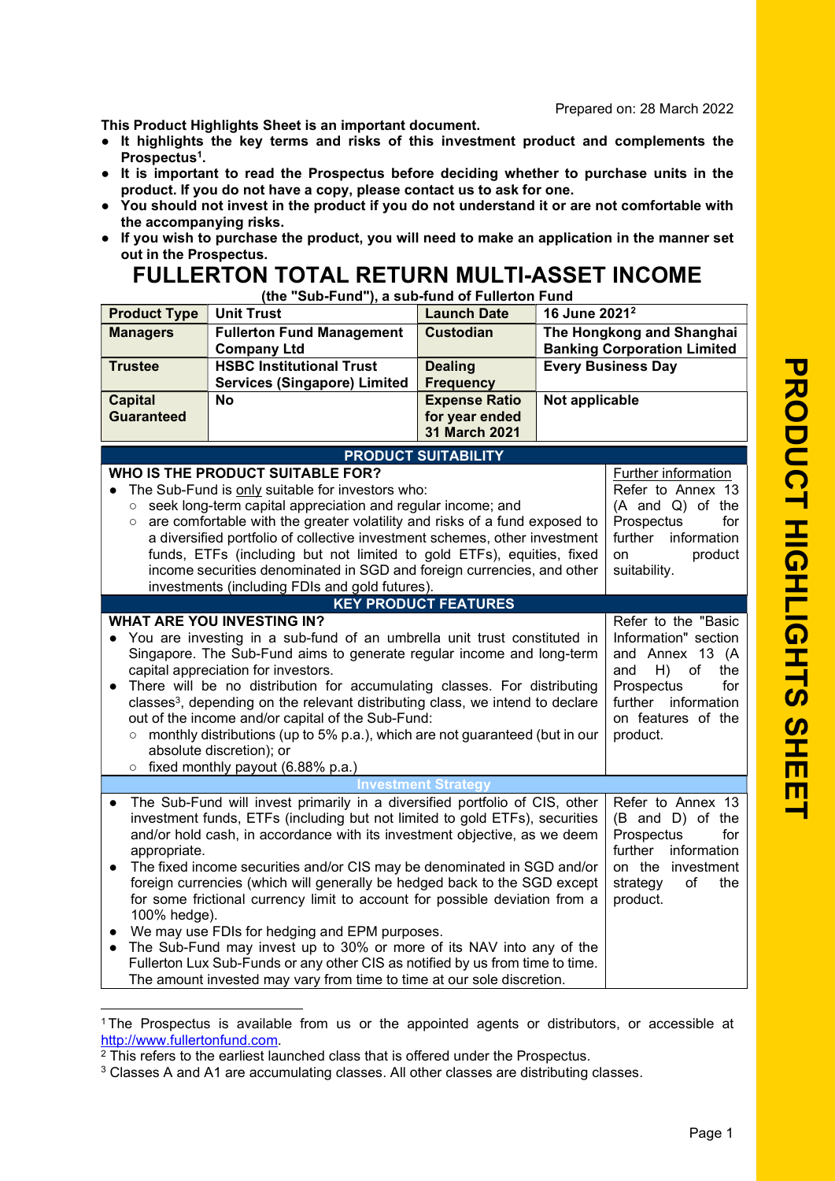Prepared on: 28 March 2022

**This Product Highlights Sheet is an important document.**

- **It highlights the key terms and risks of this investment product and complements the Prospectus[1].**
- **It is important to read the Prospectus before deciding whether to purchase units in the product. If you do not have a copy, please contact us to ask for one.**
- **You should not invest in the product if you do not understand it or are not comfortable with the accompanying risks.**
- **If you wish to purchase the product, you will need to make an application in the manner set out in the Prospectus.**

# FULLERTON TOTAL RETURN MULTI-ASSET INCOME

**(the "Sub-Fund"), a sub-fund of Fullerton Fund**

| **Product Type** | **Unit Trust** | **Launch Date** | **16 June 2021[2]** |
|---|---|---|---|
| **Managers** | **Fullerton Fund Management Company Ltd** | **Custodian** | **The Hongkong and Shanghai Banking Corporation Limited** |
| **Trustee** | **HSBC Institutional Trust Services (Singapore) Limited** | **Dealing Frequency** | **Every Business Day** |
| **Capital Guaranteed** | **No** | **Expense Ratio for year ended 31 March 2021** | **Not applicable** |

## PRODUCT SUITABILITY

| **WHO IS THE PRODUCT SUITABLE FOR?** | Further information |
|---|---|
| ● The Sub-Fund is only suitable for investors who:<br>○ seek long-term capital appreciation and regular income; and<br>○ are comfortable with the greater volatility and risks of a fund exposed to a diversified portfolio of collective investment schemes, other investment funds, ETFs (including but not limited to gold ETFs), equities, fixed income securities denominated in SGD and foreign currencies, and other investments (including FDIs and gold futures). | Refer to Annex 13 (A and Q) of the Prospectus for further information on product suitability. |

## KEY PRODUCT FEATURES

| **WHAT ARE YOU INVESTING IN?** | |
|---|---|
| ● You are investing in a sub-fund of an umbrella unit trust constituted in Singapore. The Sub-Fund aims to generate regular income and long-term capital appreciation for investors.<br>● There will be no distribution for accumulating classes. For distributing classes[3], depending on the relevant distributing class, we intend to declare out of the income and/or capital of the Sub-Fund:<br>○ monthly distributions (up to 5% p.a.), which are not guaranteed (but in our absolute discretion); or<br>○ fixed monthly payout (6.88% p.a.) | Refer to the "Basic Information" section and Annex 13 (A and H) of the Prospectus for further information on features of the product. |

### Investment Strategy

| | |
|---|---|
| ● The Sub-Fund will invest primarily in a diversified portfolio of CIS, other investment funds, ETFs (including but not limited to gold ETFs), securities and/or hold cash, in accordance with its investment objective, as we deem appropriate.<br>● The fixed income securities and/or CIS may be denominated in SGD and/or foreign currencies (which will generally be hedged back to the SGD except for some frictional currency limit to account for possible deviation from a 100% hedge).<br>● We may use FDIs for hedging and EPM purposes.<br>● The Sub-Fund may invest up to 30% or more of its NAV into any of the Fullerton Lux Sub-Funds or any other CIS as notified by us from time to time. The amount invested may vary from time to time at our sole discretion. | Refer to Annex 13 (B and D) of the Prospectus for further information on the investment strategy of the product. |

[1] The Prospectus is available from us or the appointed agents or distributors, or accessible at http://www.fullertonfund.com.

[2] This refers to the earliest launched class that is offered under the Prospectus.

[3] Classes A and A1 are accumulating classes. All other classes are distributing classes.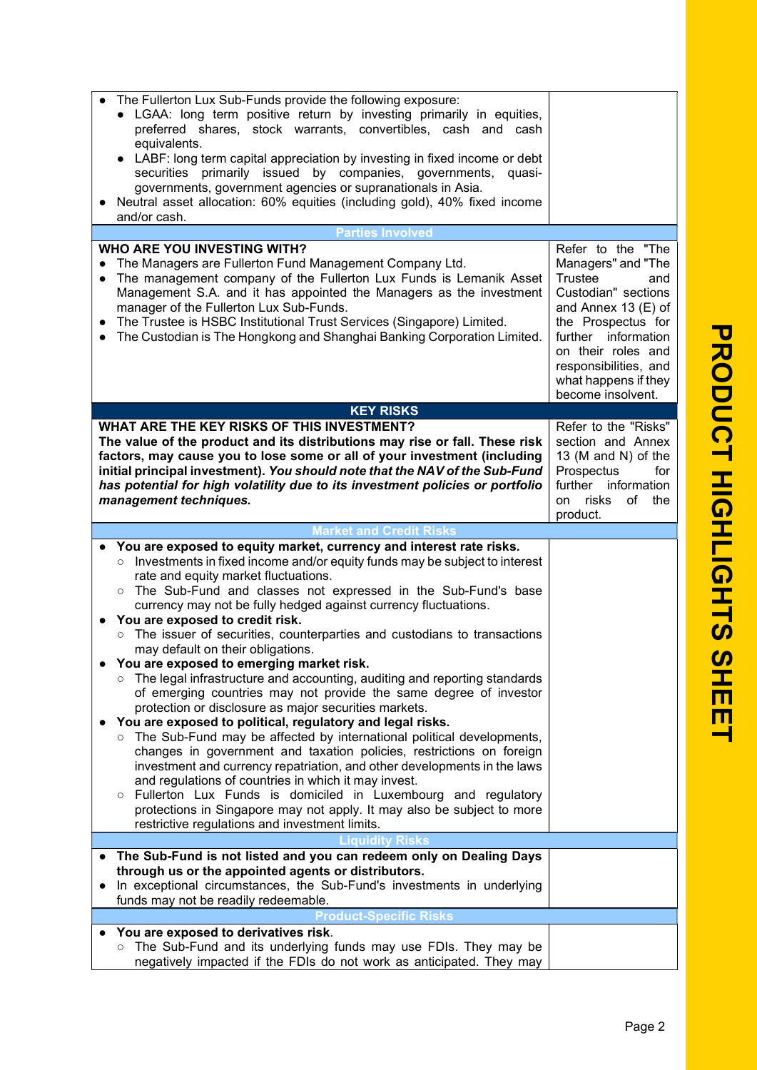| | |
|---|---|
| ● The Fullerton Lux Sub-Funds provide the following exposure:<br>● LGAA: long term positive return by investing primarily in equities, preferred shares, stock warrants, convertibles, cash and cash equivalents.<br>● LABF: long term capital appreciation by investing in fixed income or debt securities primarily issued by companies, governments, quasi-governments, government agencies or supranationals in Asia.<br>● Neutral asset allocation: 60% equities (including gold), 40% fixed income and/or cash. | |
| **Parties Involved** | |
| **WHO ARE YOU INVESTING WITH?**<br>● The Managers are Fullerton Fund Management Company Ltd.<br>● The management company of the Fullerton Lux Funds is Lemanik Asset Management S.A. and it has appointed the Managers as the investment manager of the Fullerton Lux Sub-Funds.<br>● The Trustee is HSBC Institutional Trust Services (Singapore) Limited.<br>● The Custodian is The Hongkong and Shanghai Banking Corporation Limited. | Refer to the "The Managers" and "The Trustee and Custodian" sections and Annex 13 (E) of the Prospectus for further information on their roles and responsibilities, and what happens if they become insolvent. |
| **KEY RISKS** | |
| **WHAT ARE THE KEY RISKS OF THIS INVESTMENT?**<br>**The value of the product and its distributions may rise or fall. These risk factors, may cause you to lose some or all of your investment (including initial principal investment).** ***You should note that the NAV of the Sub-Fund has potential for high volatility due to its investment policies or portfolio management techniques.*** | Refer to the "Risks" section and Annex 13 (M and N) of the Prospectus for further information on risks of the product. |
| **Market and Credit Risks** | |
| ● **You are exposed to equity market, currency and interest rate risks.**<br>○ Investments in fixed income and/or equity funds may be subject to interest rate and equity market fluctuations.<br>○ The Sub-Fund and classes not expressed in the Sub-Fund's base currency may not be fully hedged against currency fluctuations.<br>● **You are exposed to credit risk.**<br>○ The issuer of securities, counterparties and custodians to transactions may default on their obligations.<br>● **You are exposed to emerging market risk.**<br>○ The legal infrastructure and accounting, auditing and reporting standards of emerging countries may not provide the same degree of investor protection or disclosure as major securities markets.<br>● **You are exposed to political, regulatory and legal risks.**<br>○ The Sub-Fund may be affected by international political developments, changes in government and taxation policies, restrictions on foreign investment and currency repatriation, and other developments in the laws and regulations of countries in which it may invest.<br>○ Fullerton Lux Funds is domiciled in Luxembourg and regulatory protections in Singapore may not apply. It may also be subject to more restrictive regulations and investment limits. | |
| **Liquidity Risks** | |
| ● **The Sub-Fund is not listed and you can redeem only on Dealing Days through us or the appointed agents or distributors.**<br>● In exceptional circumstances, the Sub-Fund's investments in underlying funds may not be readily redeemable. | |
| **Product-Specific Risks** | |
| ● **You are exposed to derivatives risk**.<br>○ The Sub-Fund and its underlying funds may use FDIs. They may be negatively impacted if the FDIs do not work as anticipated. They may | |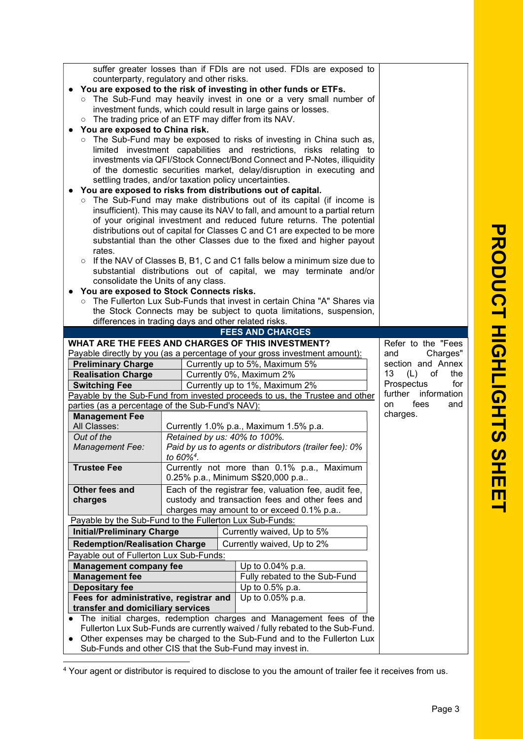suffer greater losses than if FDIs are not used. FDIs are exposed to counterparty, regulatory and other risks.

- **You are exposed to the risk of investing in other funds or ETFs.**
  - The Sub-Fund may heavily invest in one or a very small number of investment funds, which could result in large gains or losses.
  - The trading price of an ETF may differ from its NAV.
- **You are exposed to China risk.**
  - The Sub-Fund may be exposed to risks of investing in China such as, limited investment capabilities and restrictions, risks relating to investments via QFI/Stock Connect/Bond Connect and P-Notes, illiquidity of the domestic securities market, delay/disruption in executing and settling trades, and/or taxation policy uncertainties.
- **You are exposed to risks from distributions out of capital.**
  - The Sub-Fund may make distributions out of its capital (if income is insufficient). This may cause its NAV to fall, and amount to a partial return of your original investment and reduced future returns. The potential distributions out of capital for Classes C and C1 are expected to be more substantial than the other Classes due to the fixed and higher payout rates.
  - If the NAV of Classes B, B1, C and C1 falls below a minimum size due to substantial distributions out of capital, we may terminate and/or consolidate the Units of any class.
- **You are exposed to Stock Connects risks.**
  - The Fullerton Lux Sub-Funds that invest in certain China "A" Shares via the Stock Connects may be subject to quota limitations, suspension, differences in trading days and other related risks.

## FEES AND CHARGES

**WHAT ARE THE FEES AND CHARGES OF THIS INVESTMENT?**

Refer to the "Fees and Charges" section and Annex 13 (L) of the Prospectus for further information on fees and charges.

Payable directly by you (as a percentage of your gross investment amount):

| | |
|---|---|
| **Preliminary Charge** | Currently up to 5%, Maximum 5% |
| **Realisation Charge** | Currently 0%, Maximum 2% |
| **Switching Fee** | Currently up to 1%, Maximum 2% |

Payable by the Sub-Fund from invested proceeds to us, the Trustee and other parties (as a percentage of the Sub-Fund's NAV):

| | |
|---|---|
| **Management Fee**<br>All Classes: | Currently 1.0% p.a., Maximum 1.5% p.a. |
| *Out of the Management Fee:* | *Retained by us: 40% to 100%.*<br>*Paid by us to agents or distributors (trailer fee): 0% to 60%[4].* |
| **Trustee Fee** | Currently not more than 0.1% p.a., Maximum 0.25% p.a., Minimum S$20,000 p.a.. |
| **Other fees and charges** | Each of the registrar fee, valuation fee, audit fee, custody and transaction fees and other fees and charges may amount to or exceed 0.1% p.a.. |

Payable by the Sub-Fund to the Fullerton Lux Sub-Funds:

| | |
|---|---|
| **Initial/Preliminary Charge** | Currently waived, Up to 5% |
| **Redemption/Realisation Charge** | Currently waived, Up to 2% |

Payable out of Fullerton Lux Sub-Funds:

| | |
|---|---|
| **Management company fee** | Up to 0.04% p.a. |
| **Management fee** | Fully rebated to the Sub-Fund |
| **Depositary fee** | Up to 0.5% p.a. |
| **Fees for administrative, registrar and transfer and domiciliary services** | Up to 0.05% p.a. |

- The initial charges, redemption charges and Management fees of the Fullerton Lux Sub-Funds are currently waived / fully rebated to the Sub-Fund.
- Other expenses may be charged to the Sub-Fund and to the Fullerton Lux Sub-Funds and other CIS that the Sub-Fund may invest in.

[4] Your agent or distributor is required to disclose to you the amount of trailer fee it receives from us.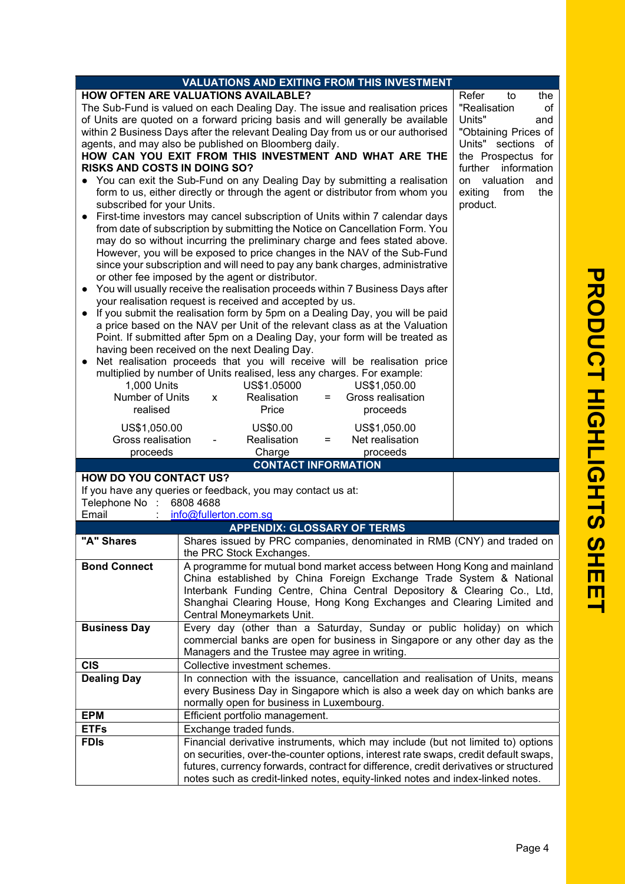## VALUATIONS AND EXITING FROM THIS INVESTMENT

### HOW OFTEN ARE VALUATIONS AVAILABLE?

The Sub-Fund is valued on each Dealing Day. The issue and realisation prices of Units are quoted on a forward pricing basis and will generally be available within 2 Business Days after the relevant Dealing Day from us or our authorised agents, and may also be published on Bloomberg daily.

### HOW CAN YOU EXIT FROM THIS INVESTMENT AND WHAT ARE THE RISKS AND COSTS IN DOING SO?

- You can exit the Sub-Fund on any Dealing Day by submitting a realisation form to us, either directly or through the agent or distributor from whom you subscribed for your Units.
- First-time investors may cancel subscription of Units within 7 calendar days from date of subscription by submitting the Notice on Cancellation Form. You may do so without incurring the preliminary charge and fees stated above. However, you will be exposed to price changes in the NAV of the Sub-Fund since your subscription and will need to pay any bank charges, administrative or other fee imposed by the agent or distributor.
- You will usually receive the realisation proceeds within 7 Business Days after your realisation request is received and accepted by us.
- If you submit the realisation form by 5pm on a Dealing Day, you will be paid a price based on the NAV per Unit of the relevant class as at the Valuation Point. If submitted after 5pm on a Dealing Day, your form will be treated as having been received on the next Dealing Day.
- Net realisation proceeds that you will receive will be realisation price multiplied by number of Units realised, less any charges. For example:

| 1,000 Units | | US$1.05000 | | US$1,050.00 |
|---|---|---|---|---|
| Number of Units realised | x | Realisation Price | = | Gross realisation proceeds |

| US$1,050.00 | | US$0.00 | | US$1,050.00 |
|---|---|---|---|---|
| Gross realisation proceeds | - | Realisation Charge | = | Net realisation proceeds |

Refer to the "Realisation of Units" and "Obtaining Prices of Units" sections of the Prospectus for further information on valuation and exiting from the product.

## CONTACT INFORMATION

### HOW DO YOU CONTACT US?

If you have any queries or feedback, you may contact us at:

Telephone No : 6808 4688
Email : info@fullerton.com.sg

## APPENDIX: GLOSSARY OF TERMS

| Term | Definition |
|---|---|
| **"A" Shares** | Shares issued by PRC companies, denominated in RMB (CNY) and traded on the PRC Stock Exchanges. |
| **Bond Connect** | A programme for mutual bond market access between Hong Kong and mainland China established by China Foreign Exchange Trade System & National Interbank Funding Centre, China Central Depository & Clearing Co., Ltd, Shanghai Clearing House, Hong Kong Exchanges and Clearing Limited and Central Moneymarkets Unit. |
| **Business Day** | Every day (other than a Saturday, Sunday or public holiday) on which commercial banks are open for business in Singapore or any other day as the Managers and the Trustee may agree in writing. |
| **CIS** | Collective investment schemes. |
| **Dealing Day** | In connection with the issuance, cancellation and realisation of Units, means every Business Day in Singapore which is also a week day on which banks are normally open for business in Luxembourg. |
| **EPM** | Efficient portfolio management. |
| **ETFs** | Exchange traded funds. |
| **FDIs** | Financial derivative instruments, which may include (but not limited to) options on securities, over-the-counter options, interest rate swaps, credit default swaps, futures, currency forwards, contract for difference, credit derivatives or structured notes such as credit-linked notes, equity-linked notes and index-linked notes. |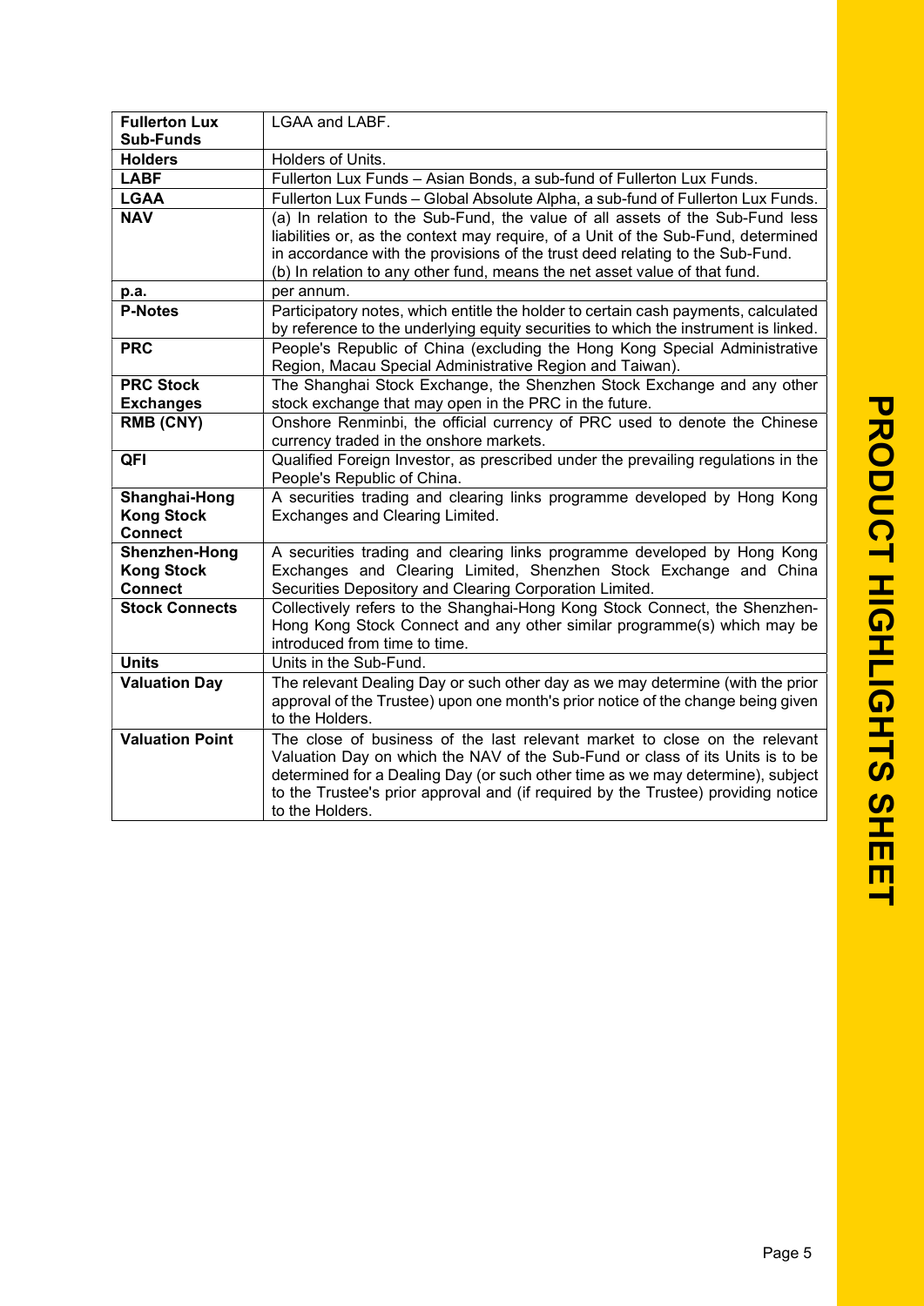| | |
|---|---|
| **Fullerton Lux Sub-Funds** | LGAA and LABF. |
| **Holders** | Holders of Units. |
| **LABF** | Fullerton Lux Funds – Asian Bonds, a sub-fund of Fullerton Lux Funds. |
| **LGAA** | Fullerton Lux Funds – Global Absolute Alpha, a sub-fund of Fullerton Lux Funds. |
| **NAV** | (a) In relation to the Sub-Fund, the value of all assets of the Sub-Fund less liabilities or, as the context may require, of a Unit of the Sub-Fund, determined in accordance with the provisions of the trust deed relating to the Sub-Fund.<br>(b) In relation to any other fund, means the net asset value of that fund. |
| **p.a.** | per annum. |
| **P-Notes** | Participatory notes, which entitle the holder to certain cash payments, calculated by reference to the underlying equity securities to which the instrument is linked. |
| **PRC** | People's Republic of China (excluding the Hong Kong Special Administrative Region, Macau Special Administrative Region and Taiwan). |
| **PRC Stock Exchanges** | The Shanghai Stock Exchange, the Shenzhen Stock Exchange and any other stock exchange that may open in the PRC in the future. |
| **RMB (CNY)** | Onshore Renminbi, the official currency of PRC used to denote the Chinese currency traded in the onshore markets. |
| **QFI** | Qualified Foreign Investor, as prescribed under the prevailing regulations in the People's Republic of China. |
| **Shanghai-Hong Kong Stock Connect** | A securities trading and clearing links programme developed by Hong Kong Exchanges and Clearing Limited. |
| **Shenzhen-Hong Kong Stock Connect** | A securities trading and clearing links programme developed by Hong Kong Exchanges and Clearing Limited, Shenzhen Stock Exchange and China Securities Depository and Clearing Corporation Limited. |
| **Stock Connects** | Collectively refers to the Shanghai-Hong Kong Stock Connect, the Shenzhen-Hong Kong Stock Connect and any other similar programme(s) which may be introduced from time to time. |
| **Units** | Units in the Sub-Fund. |
| **Valuation Day** | The relevant Dealing Day or such other day as we may determine (with the prior approval of the Trustee) upon one month's prior notice of the change being given to the Holders. |
| **Valuation Point** | The close of business of the last relevant market to close on the relevant Valuation Day on which the NAV of the Sub-Fund or class of its Units is to be determined for a Dealing Day (or such other time as we may determine), subject to the Trustee's prior approval and (if required by the Trustee) providing notice to the Holders. |